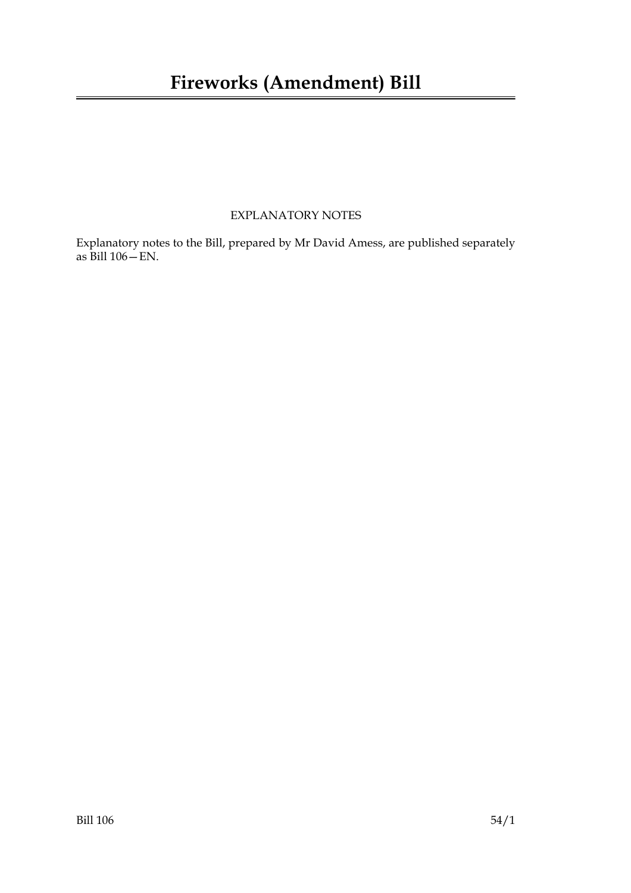# Fireworks (Amendment) Bill

EXPLANATORY NOTES

Explanatory notes to the Bill, prepared by Mr David Amess, are published separately as Bill 106—EN.

Bill 106 54/1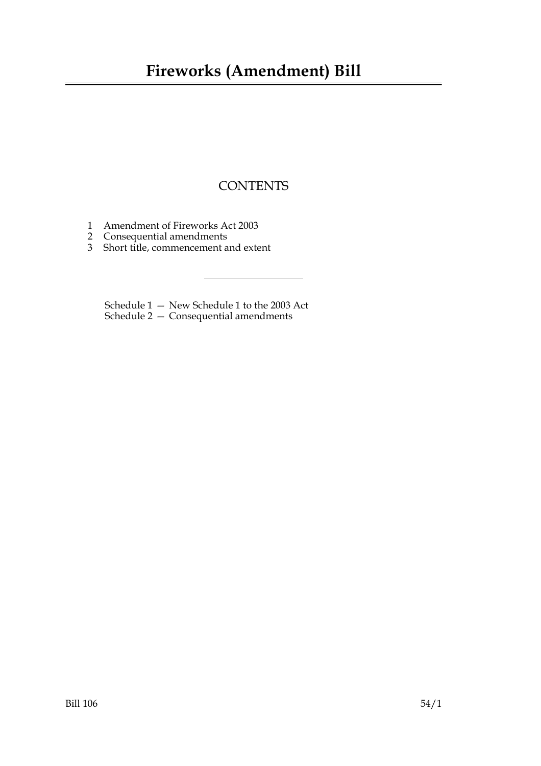# Fireworks (Amendment) Bill

## CONTENTS

1 Amendment of Fireworks Act 2003
2 Consequential amendments
3 Short title, commencement and extent

---

Schedule 1 — New Schedule 1 to the 2003 Act
Schedule 2 — Consequential amendments

Bill 106 54/1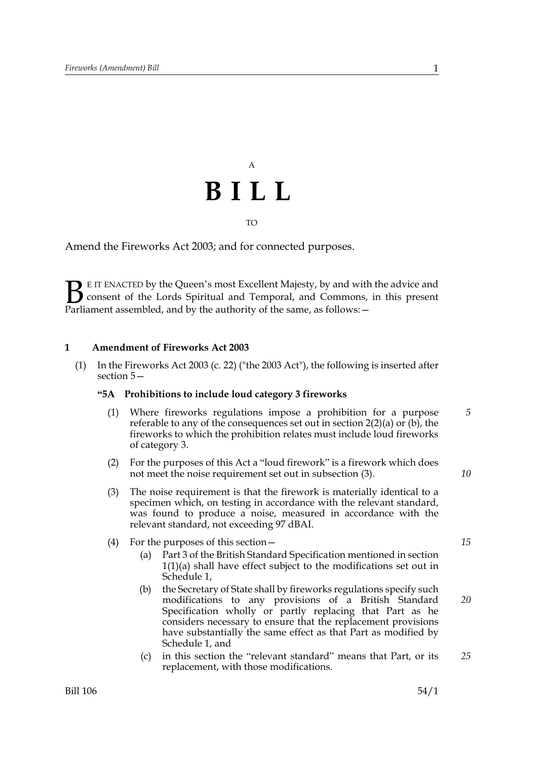A

# B I L L

TO

Amend the Fireworks Act 2003; and for connected purposes.

BE IT ENACTED by the Queen's most Excellent Majesty, by and with the advice and consent of the Lords Spiritual and Temporal, and Commons, in this present Parliament assembled, and by the authority of the same, as follows:—

### 1 Amendment of Fireworks Act 2003

(1) In the Fireworks Act 2003 (c. 22) ("the 2003 Act"), the following is inserted after section 5—

**"5A Prohibitions to include loud category 3 fireworks**

(1) Where fireworks regulations impose a prohibition for a purpose referable to any of the consequences set out in section 2(2)(a) or (b), the fireworks to which the prohibition relates must include loud fireworks of category 3.

(2) For the purposes of this Act a "loud firework" is a firework which does not meet the noise requirement set out in subsection (3).

(3) The noise requirement is that the firework is materially identical to a specimen which, on testing in accordance with the relevant standard, was found to produce a noise, measured in accordance with the relevant standard, not exceeding 97 dBAI.

(4) For the purposes of this section—

(a) Part 3 of the British Standard Specification mentioned in section 1(1)(a) shall have effect subject to the modifications set out in Schedule 1,

(b) the Secretary of State shall by fireworks regulations specify such modifications to any provisions of a British Standard Specification wholly or partly replacing that Part as he considers necessary to ensure that the replacement provisions have substantially the same effect as that Part as modified by Schedule 1, and

(c) in this section the "relevant standard" means that Part, or its replacement, with those modifications.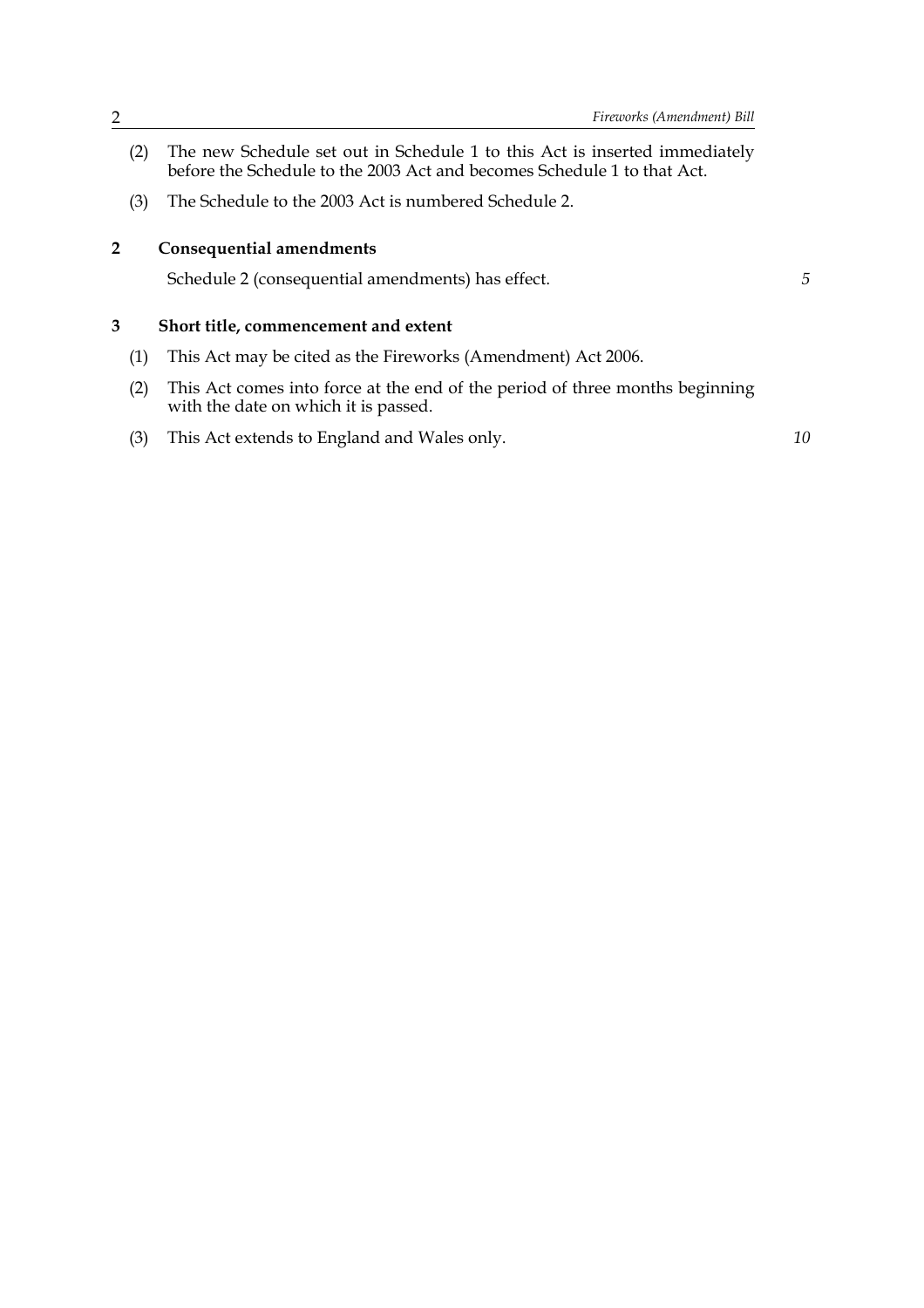(2) The new Schedule set out in Schedule 1 to this Act is inserted immediately before the Schedule to the 2003 Act and becomes Schedule 1 to that Act.

(3) The Schedule to the 2003 Act is numbered Schedule 2.

## 2 Consequential amendments

Schedule 2 (consequential amendments) has effect.

## 3 Short title, commencement and extent

(1) This Act may be cited as the Fireworks (Amendment) Act 2006.

(2) This Act comes into force at the end of the period of three months beginning with the date on which it is passed.

(3) This Act extends to England and Wales only.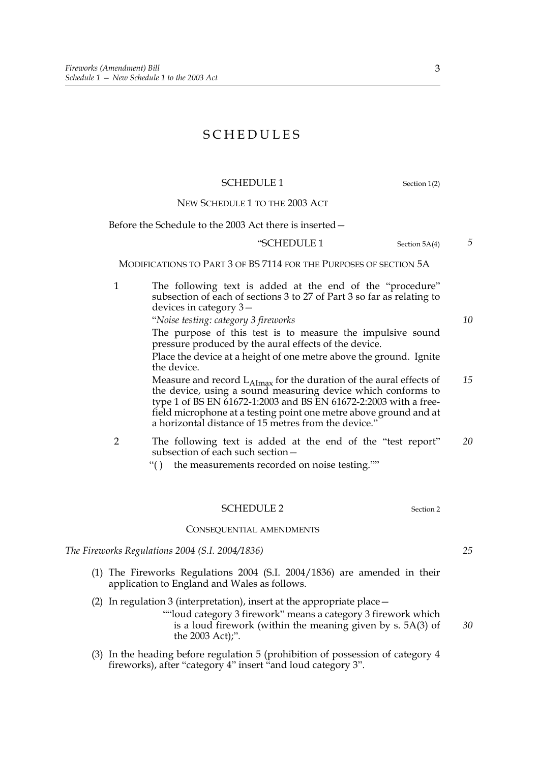# SCHEDULES

## SCHEDULE 1

Section 1(2)

### NEW SCHEDULE 1 TO THE 2003 ACT

Before the Schedule to the 2003 Act there is inserted—

"SCHEDULE 1

Section 5A(4)

MODIFICATIONS TO PART 3 OF BS 7114 FOR THE PURPOSES OF SECTION 5A

1 The following text is added at the end of the "procedure" subsection of each of sections 3 to 27 of Part 3 so far as relating to devices in category 3—

"*Noise testing: category 3 fireworks*

The purpose of this test is to measure the impulsive sound pressure produced by the aural effects of the device.

Place the device at a height of one metre above the ground. Ignite the device.

Measure and record $L_{AImax}$ for the duration of the aural effects of the device, using a sound measuring device which conforms to type 1 of BS EN 61672-1:2003 and BS EN 61672-2:2003 with a free-field microphone at a testing point one metre above ground and at a horizontal distance of 15 metres from the device."

2 The following text is added at the end of the "test report" subsection of each such section—

"( ) the measurements recorded on noise testing.""

## SCHEDULE 2

Section 2

### CONSEQUENTIAL AMENDMENTS

*The Fireworks Regulations 2004 (S.I. 2004/1836)*

(1) The Fireworks Regulations 2004 (S.I. 2004/1836) are amended in their application to England and Wales as follows.

(2) In regulation 3 (interpretation), insert at the appropriate place—

""loud category 3 firework" means a category 3 firework which is a loud firework (within the meaning given by s. 5A(3) of the 2003 Act);".

(3) In the heading before regulation 5 (prohibition of possession of category 4 fireworks), after "category 4" insert "and loud category 3".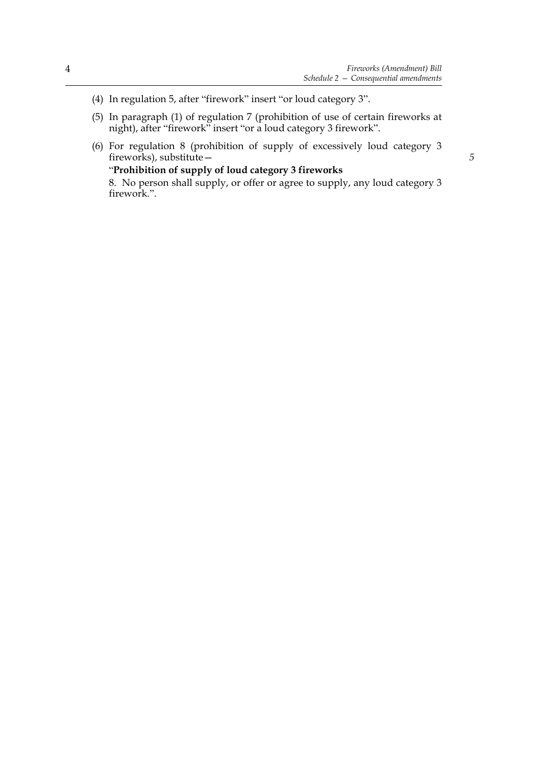(4) In regulation 5, after "firework" insert "or loud category 3".

(5) In paragraph (1) of regulation 7 (prohibition of use of certain fireworks at night), after "firework" insert "or a loud category 3 firework".

(6) For regulation 8 (prohibition of supply of excessively loud category 3 fireworks), substitute—

"**Prohibition of supply of loud category 3 fireworks**

8. No person shall supply, or offer or agree to supply, any loud category 3 firework.".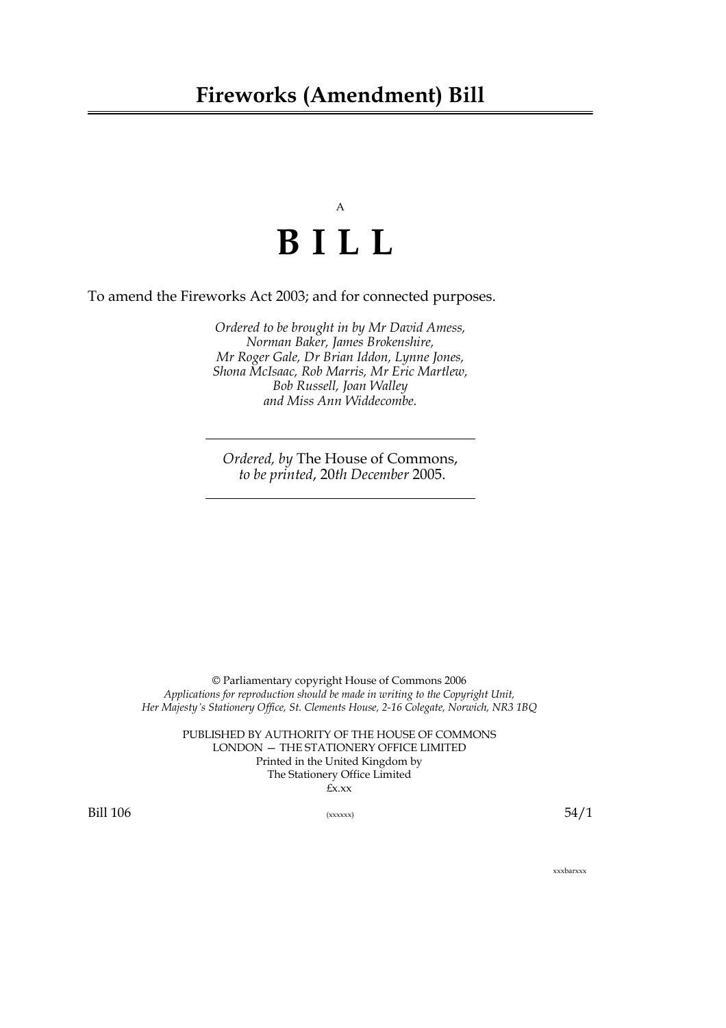# Fireworks (Amendment) Bill

A

# B I L L

To amend the Fireworks Act 2003; and for connected purposes.

*Ordered to be brought in by Mr David Amess, Norman Baker, James Brokenshire, Mr Roger Gale, Dr Brian Iddon, Lynne Jones, Shona McIsaac, Rob Marris, Mr Eric Martlew, Bob Russell, Joan Walley and Miss Ann Widdecombe.*

---

*Ordered, by* The House of Commons, *to be printed*, 20*th December* 2005.

---

© Parliamentary copyright House of Commons 2006
*Applications for reproduction should be made in writing to the Copyright Unit, Her Majesty's Stationery Office, St. Clements House, 2-16 Colegate, Norwich, NR3 1BQ*

PUBLISHED BY AUTHORITY OF THE HOUSE OF COMMONS
LONDON — THE STATIONERY OFFICE LIMITED
Printed in the United Kingdom by
The Stationery Office Limited
£x.xx

Bill 106 (xxxxxx) 54/1

xxxbarxxx